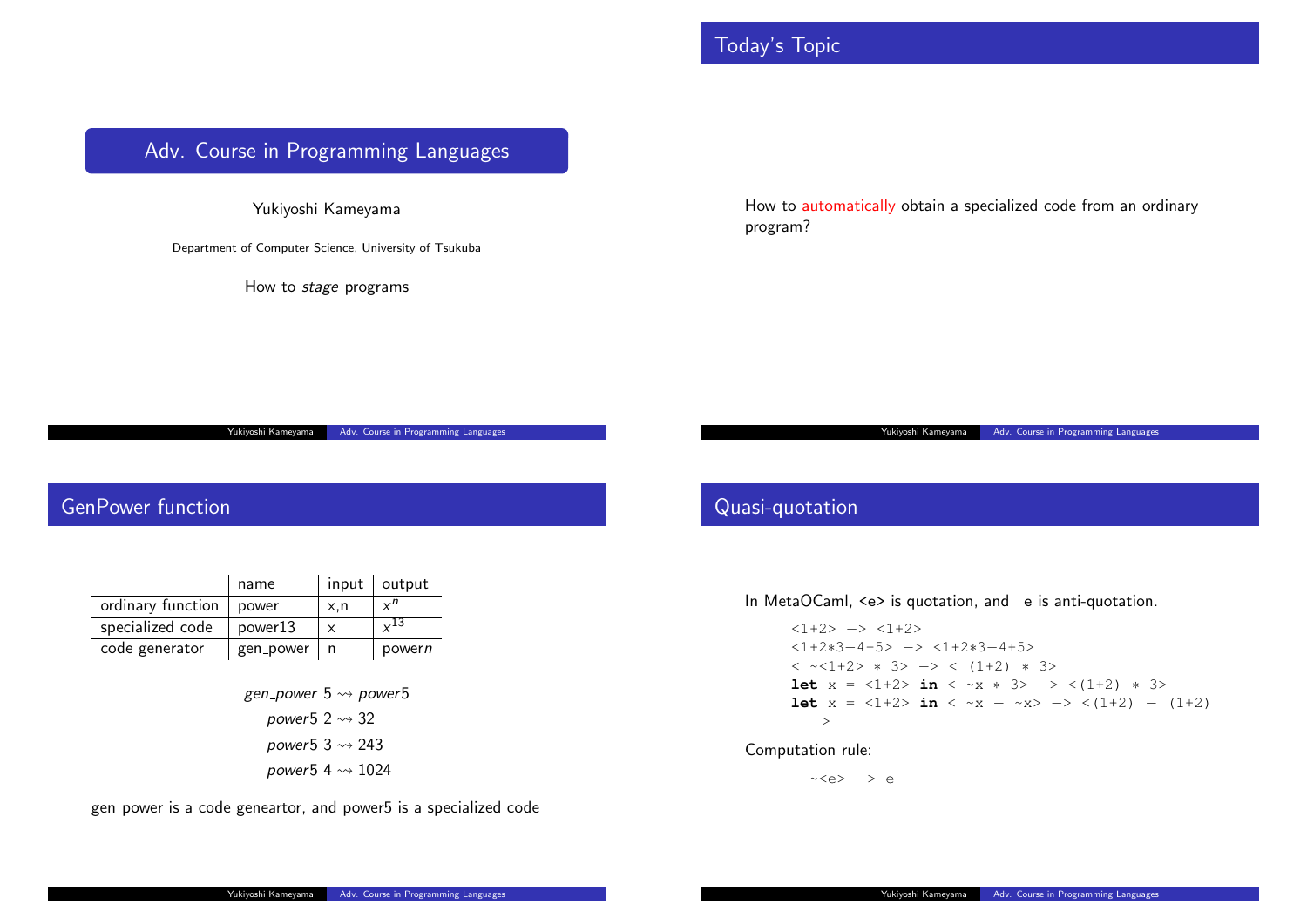# Adv. Course in Programming Languages

Yukiyoshi Kameyama

Department of Computer Science, University of Tsukuba

How to *stage* programs

## Today's Topic

How to automatically obtain a specialized code from an ordinary program?

## GenPower function

| | name | input | output |
|---|---|---|---|
| ordinary function | power | x,n | $x^n$ |
| specialized code | power13 | x | $x^{13}$ |
| code generator | gen_power | n | power$n$ |

$$gen\_power\ 5 \rightsquigarrow power5$$
$$power5\ 2 \rightsquigarrow 32$$
$$power5\ 3 \rightsquigarrow 243$$
$$power5\ 4 \rightsquigarrow 1024$$

gen_power is a code geneartor, and power5 is a specialized code

## Quasi-quotation

In MetaOCaml, <e> is quotation, and ~e is anti-quotation.

```
<1+2> --> <1+2>
<1+2*3-4+5> --> <1+2*3-4+5>
< ~<1+2> * 3> --> < (1+2) * 3>
let x = <1+2> in < ~x * 3> --> <(1+2) * 3>
let x = <1+2> in < ~x - ~x> --> <(1+2) - (1+2)
   >
```

Computation rule:

```
~<e> --> e
```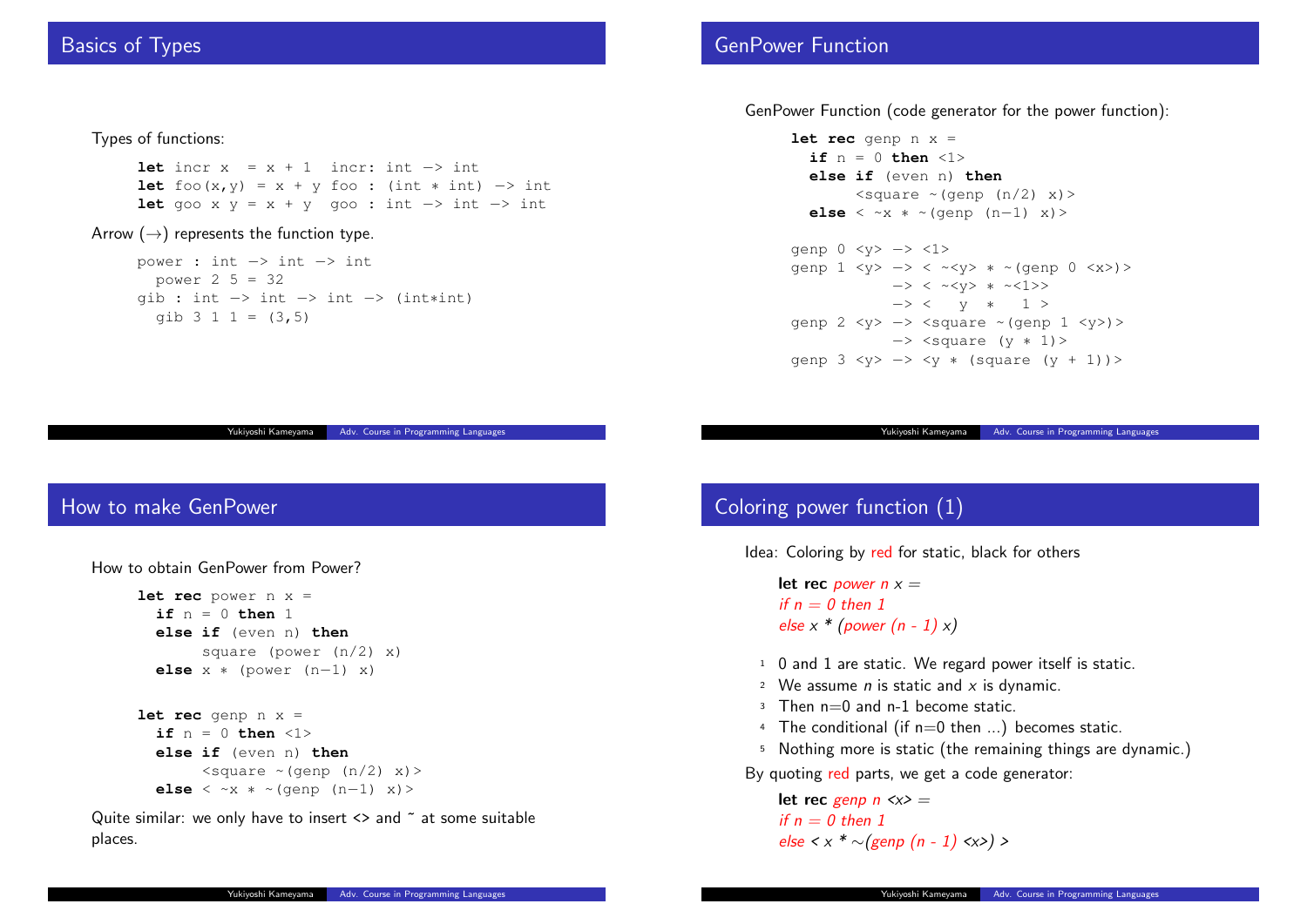## Basics of Types

Types of functions:

```
let incr x  = x + 1  incr: int -> int
let foo(x,y) = x + y foo : (int * int) -> int
let goo x y = x + y  goo : int -> int -> int
```

Arrow (→) represents the function type.

```
power : int -> int -> int
  power 2 5 = 32
gib : int -> int -> int -> (int*int)
  gib 3 1 1 = (3,5)
```

## GenPower Function

GenPower Function (code generator for the power function):

```
let rec genp n x =
  if n = 0 then <1>
  else if (even n) then
       <square ~(genp (n/2) x)>
  else < ~x * ~(genp (n-1) x)>

genp 0 <y> -> <1>
genp 1 <y> -> < ~<y> * ~(genp 0 <x>)>
           -> < ~<y> * ~<1>>
           -> <   y  *   1 >
genp 2 <y> -> <square ~(genp 1 <y>)>
           -> <square (y * 1)>
genp 3 <y> -> <y * (square (y + 1))>
```

## How to make GenPower

How to obtain GenPower from Power?

```
let rec power n x =
  if n = 0 then 1
  else if (even n) then
       square (power (n/2) x)
  else x * (power (n-1) x)

let rec genp n x =
  if n = 0 then <1>
  else if (even n) then
       <square ~(genp (n/2) x)>
  else < ~x * ~(genp (n-1) x)>
```

Quite similar: we only have to insert <> and ~ at some suitable places.

## Coloring power function (1)

Idea: Coloring by red for static, black for others

**let rec** *power n x =*
*if n = 0 then 1*
*else* x * *(power (n - 1)* x*)*

1. 0 and 1 are static. We regard power itself is static.
2. We assume *n* is static and *x* is dynamic.
3. Then n=0 and n-1 become static.
4. The conditional (if n=0 then ...) becomes static.
5. Nothing more is static (the remaining things are dynamic.)

By quoting red parts, we get a code generator:

**let rec** *genp n <x> =*
*if n = 0 then 1*
*else < x * ~(genp (n - 1) <x>) >*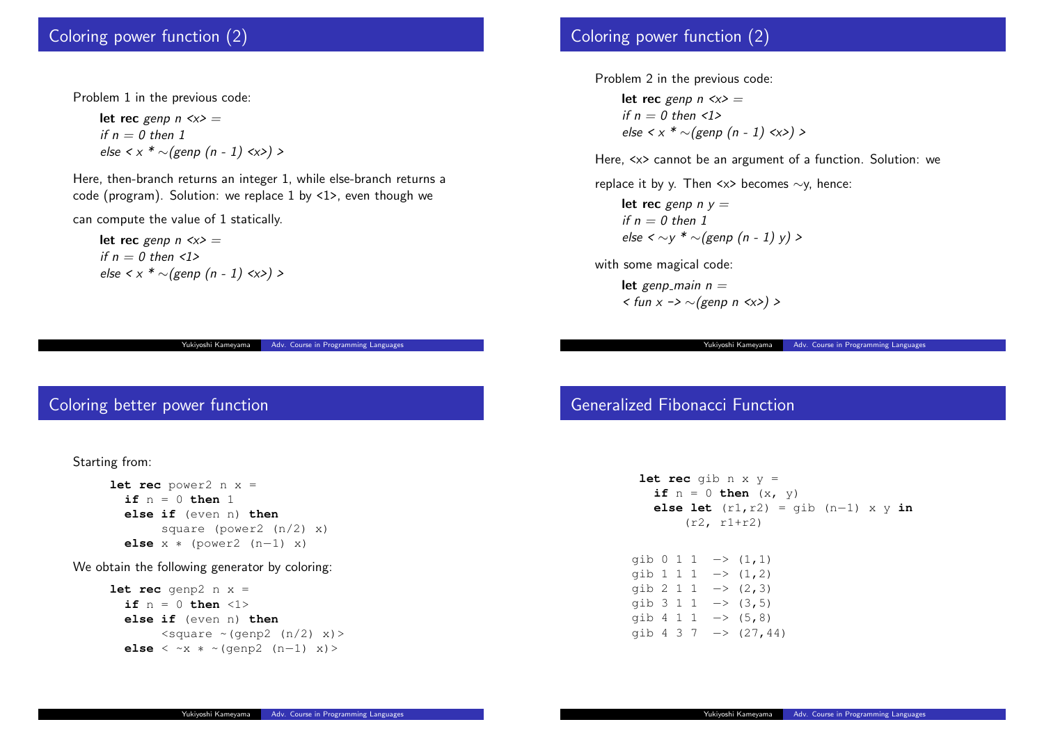## Coloring power function (2)

Problem 1 in the previous code:

```
let rec genp n <x> =
if n = 0 then 1
else < x * ~(genp (n - 1) <x>) >
```

Here, then-branch returns an integer 1, while else-branch returns a code (program). Solution: we replace 1 by <1>, even though we can compute the value of 1 statically.

```
let rec genp n <x> =
if n = 0 then <1>
else < x * ~(genp (n - 1) <x>) >
```

## Coloring power function (2)

Problem 2 in the previous code:

```
let rec genp n <x> =
if n = 0 then <1>
else < x * ~(genp (n - 1) <x>) >
```

Here, <x> cannot be an argument of a function. Solution: we replace it by y. Then <x> becomes ~y, hence:

```
let rec genp n y =
if n = 0 then 1
else < ~y * ~(genp (n - 1) y) >
```

with some magical code:

```
let genp_main n =
< fun x -> ~(genp n <x>) >
```

## Coloring better power function

Starting from:

```
let rec power2 n x =
  if n = 0 then 1
  else if (even n) then
       square (power2 (n/2) x)
  else x * (power2 (n-1) x)
```

We obtain the following generator by coloring:

```
let rec genp2 n x =
  if n = 0 then <1>
  else if (even n) then
       <square ~(genp2 (n/2) x)>
  else < ~x * ~(genp2 (n-1) x)>
```

## Generalized Fibonacci Function

```
let rec gib n x y =
  if n = 0 then (x, y)
  else let (r1,r2) = gib (n-1) x y in
      (r2, r1+r2)
```

```
gib 0 1 1  -> (1,1)
gib 1 1 1  -> (1,2)
gib 2 1 1  -> (2,3)
gib 3 1 1  -> (3,5)
gib 4 1 1  -> (5,8)
gib 4 3 7  -> (27,44)
```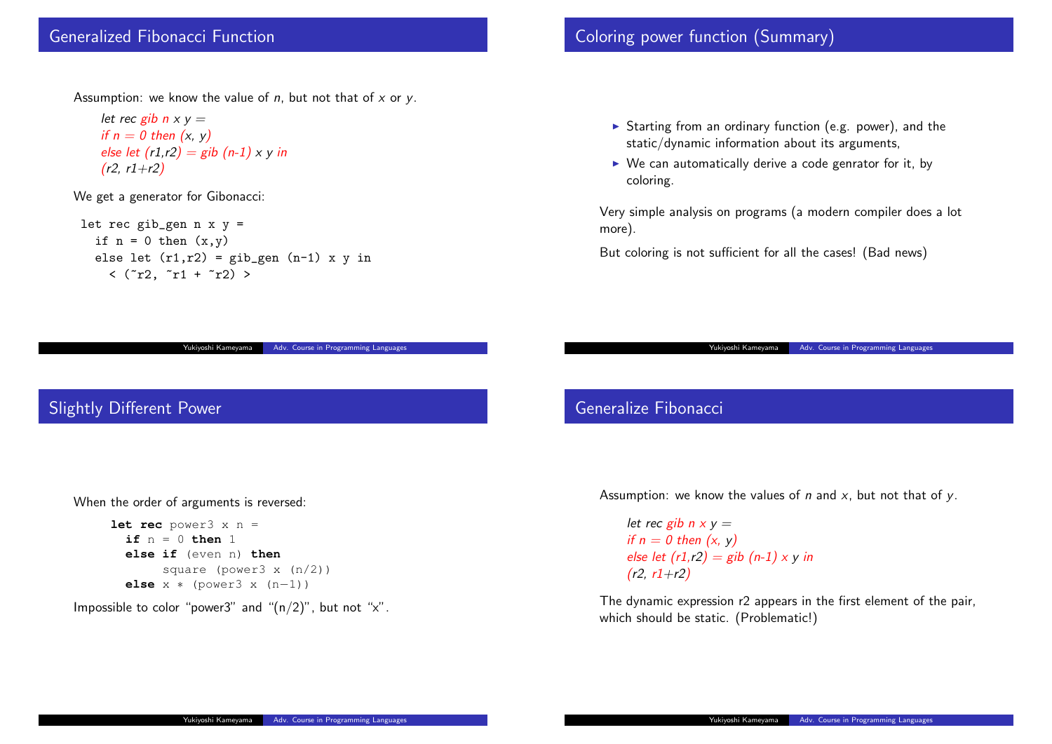## Generalized Fibonacci Function

Assumption: we know the value of $n$, but not that of $x$ or $y$.

```
let rec gib n x y =
if n = 0 then (x, y)
else let (r1,r2) = gib (n-1) x y in
(r2, r1+r2)
```

We get a generator for Gibonacci:

```
let rec gib_gen n x y =
  if n = 0 then (x,y)
  else let (r1,r2) = gib_gen (n-1) x y in
    < (~r2, ~r1 + ~r2) >
```

## Coloring power function (Summary)

- Starting from an ordinary function (e.g. power), and the static/dynamic information about its arguments,
- We can automatically derive a code genrator for it, by coloring.

Very simple analysis on programs (a modern compiler does a lot more).

But coloring is not sufficient for all the cases! (Bad news)

## Slightly Different Power

When the order of arguments is reversed:

```
let rec power3 x n =
  if n = 0 then 1
  else if (even n) then
       square (power3 x (n/2))
  else x * (power3 x (n-1))
```

Impossible to color "power3" and "(n/2)", but not "x".

## Generalize Fibonacci

Assumption: we know the values of $n$ and $x$, but not that of $y$.

```
let rec gib n x y =
if n = 0 then (x, y)
else let (r1,r2) = gib (n-1) x y in
(r2, r1+r2)
```

The dynamic expression r2 appears in the first element of the pair, which should be static. (Problematic!)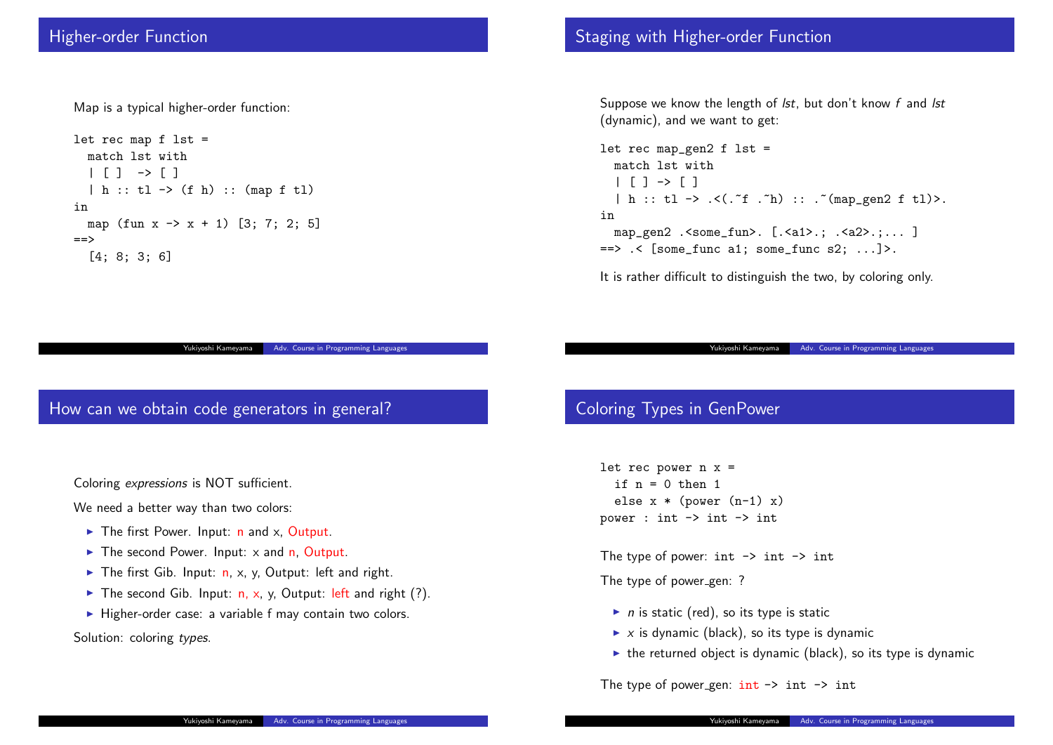## Higher-order Function

Map is a typical higher-order function:

```
let rec map f lst =
  match lst with
  | [ ]  -> [ ]
  | h :: tl -> (f h) :: (map f tl)
in
  map (fun x -> x + 1) [3; 7; 2; 5]
==>
  [4; 8; 3; 6]
```

## Staging with Higher-order Function

Suppose we know the length of *lst*, but don't know *f* and *lst* (dynamic), and we want to get:

```
let rec map_gen2 f lst =
  match lst with
  | [ ] -> [ ]
  | h :: tl -> .<(.~f .~h) :: .~(map_gen2 f tl)>.
in
  map_gen2 .<some_fun>. [.<a1>.; .<a2>.;... ]
==> .< [some_func a1; some_func s2; ...]>.
```

It is rather difficult to distinguish the two, by coloring only.

## How can we obtain code generators in general?

Coloring *expressions* is NOT sufficient.

We need a better way than two colors:

- The first Power. Input: n and x, Output.
- The second Power. Input: x and n, Output.
- The first Gib. Input: n, x, y, Output: left and right.
- The second Gib. Input: n, x, y, Output: left and right (?).
- Higher-order case: a variable f may contain two colors.

Solution: coloring *types*.

## Coloring Types in GenPower

```
let rec power n x =
  if n = 0 then 1
  else x * (power (n-1) x)
power : int -> int -> int
```

The type of power: `int -> int -> int`

The type of power_gen: ?

- *n* is static (red), so its type is static
- *x* is dynamic (black), so its type is dynamic
- the returned object is dynamic (black), so its type is dynamic

The type of power_gen: `int -> int -> int`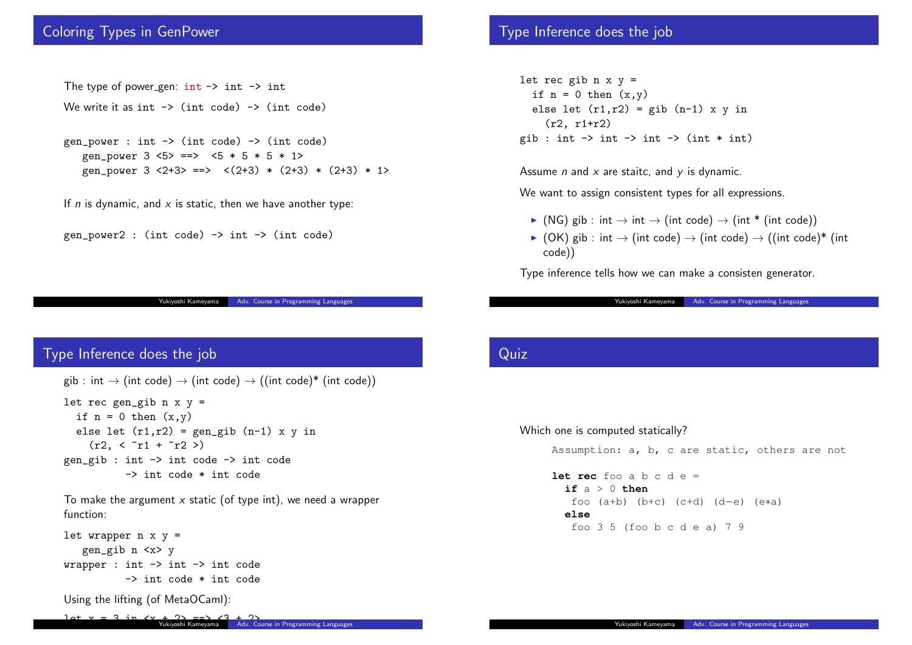## Coloring Types in GenPower

The type of power_gen: int -> int -> int

We write it as int -> (int code) -> (int code)

```
gen_power : int -> (int code) -> (int code)
   gen_power 3 <5> ==>  <5 * 5 * 5 * 1>
   gen_power 3 <2+3> ==>  <(2+3) * (2+3) * (2+3) * 1>
```

If $n$ is dynamic, and $x$ is static, then we have another type:

```
gen_power2 : (int code) -> int -> (int code)
```

## Type Inference does the job

```
let rec gib n x y =
  if n = 0 then (x,y)
  else let (r1,r2) = gib (n-1) x y in
    (r2, r1+r2)
gib : int -> int -> int -> (int * int)
```

Assume $n$ and $x$ are staitc, and $y$ is dynamic.

We want to assign consistent types for all expressions.

- (NG) gib : int → int → (int code) → (int * (int code))
- (OK) gib : int → (int code) → (int code) → ((int code)* (int code))

Type inference tells how we can make a consisten generator.

## Type Inference does the job

gib : int → (int code) → (int code) → ((int code)* (int code))

```
let rec gen_gib n x y =
  if n = 0 then (x,y)
  else let (r1,r2) = gen_gib (n-1) x y in
    (r2, < ~r1 + ~r2 >)
gen_gib : int -> int code -> int code
          -> int code * int code
```

To make the argument $x$ static (of type int), we need a wrapper function:

```
let wrapper n x y =
   gen_gib n <x> y
wrapper : int -> int -> int code
          -> int code * int code
```

Using the lifting (of MetaOCaml):

```
let x = 3 in <x + 2> ==> <3 + 2>
```

## Quiz

Which one is computed statically?

```
Assumption: a, b, c are static, others are not

let rec foo a b c d e =
  if a > 0 then
   foo (a+b) (b+c) (c+d) (d-e) (e*a)
  else
   foo 3 5 (foo b c d e a) 7 9
```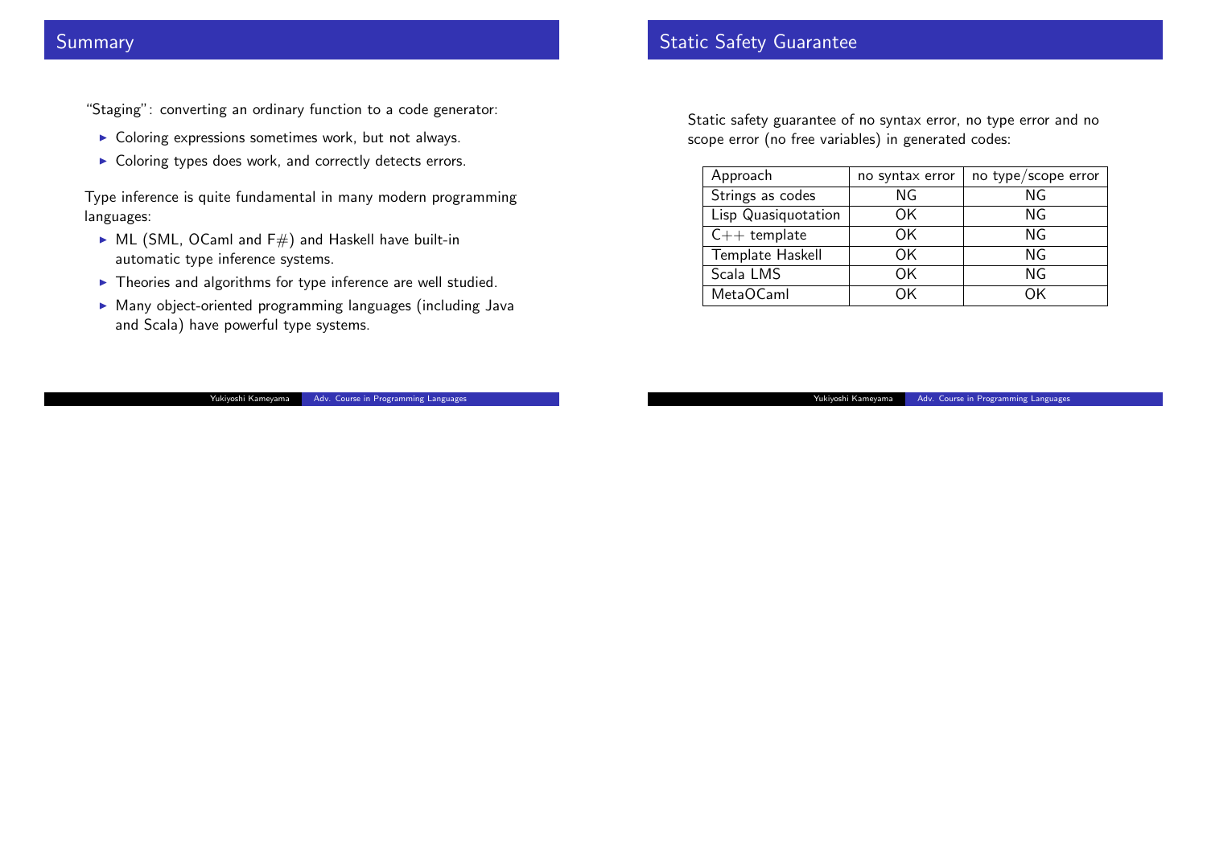## Summary

"Staging": converting an ordinary function to a code generator:

- Coloring expressions sometimes work, but not always.
- Coloring types does work, and correctly detects errors.

Type inference is quite fundamental in many modern programming languages:

- ML (SML, OCaml and F#) and Haskell have built-in automatic type inference systems.
- Theories and algorithms for type inference are well studied.
- Many object-oriented programming languages (including Java and Scala) have powerful type systems.

## Static Safety Guarantee

Static safety guarantee of no syntax error, no type error and no scope error (no free variables) in generated codes:

| Approach | no syntax error | no type/scope error |
|---|---|---|
| Strings as codes | NG | NG |
| Lisp Quasiquotation | OK | NG |
| C++ template | OK | NG |
| Template Haskell | OK | NG |
| Scala LMS | OK | NG |
| MetaOCaml | OK | OK |